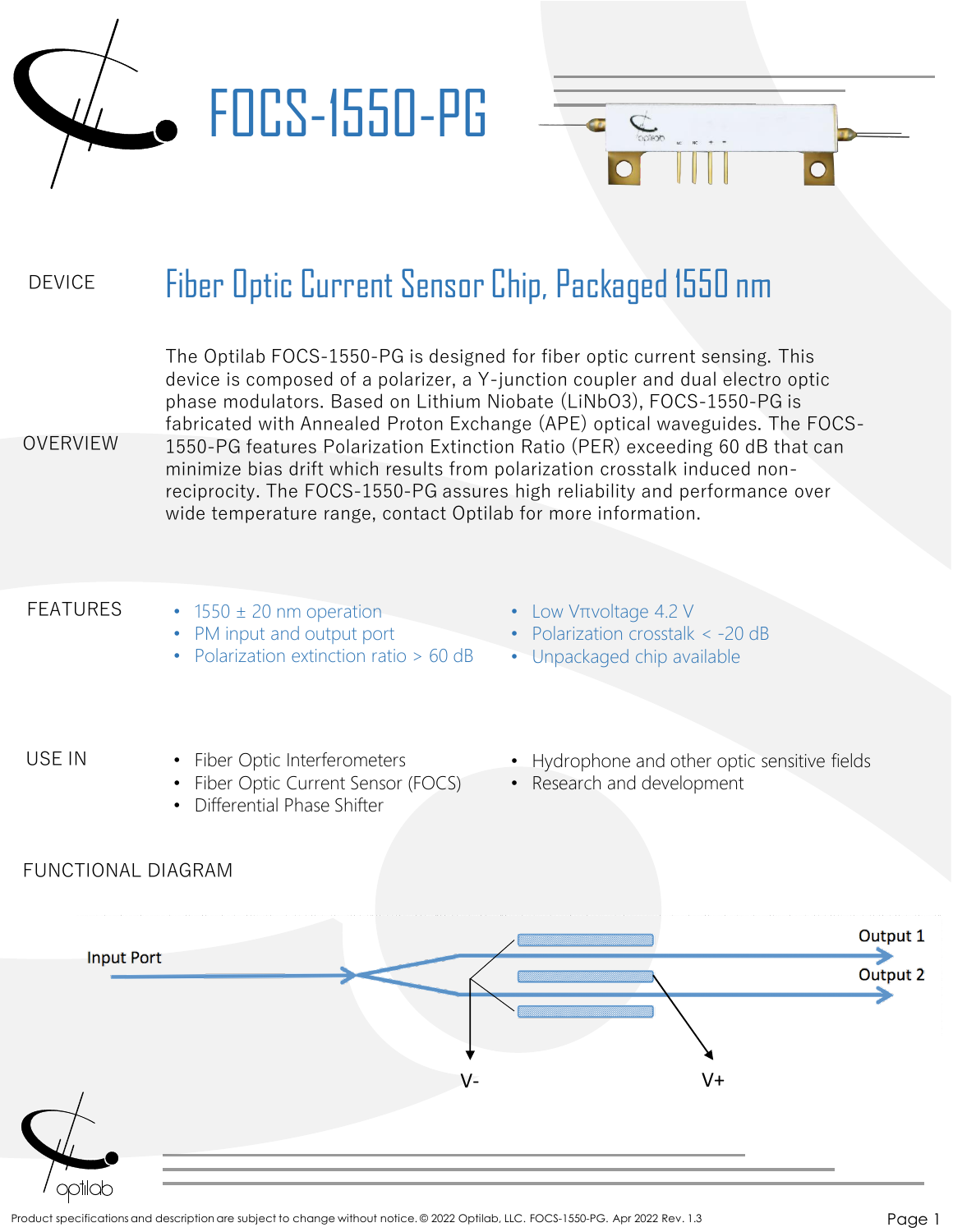# FOCS-1550-PG

## DEVICE

Fiber Optic Current Sensor Chip, Packaged 1550 nm

## OVERVIEW

The Optilab FOCS-1550-PG is designed for fiber optic current sensing. This device is composed of a polarizer, a Y-junction coupler and dual electro optic phase modulators. Based on Lithium Niobate ($LiNbO_3$), FOCS-1550-PG is fabricated with Annealed Proton Exchange (APE) optical waveguides. The FOCS-1550-PG features Polarization Extinction Ratio (PER) exceeding 60 dB that can minimize bias drift which results from polarization crosstalk induced non-reciprocity. The FOCS-1550-PG assures high reliability and performance over wide temperature range, contact Optilab for more information.

## FEATURES

- 1550 ± 20 nm operation
- PM input and output port
- Polarization extinction ratio > 60 dB
- Low $V\pi$ voltage 4.2 V
- Polarization crosstalk < -20 dB
- Unpackaged chip available

## USE IN

- Fiber Optic Interferometers
- Fiber Optic Current Sensor (FOCS)
- Differential Phase Shifter
- Hydrophone and other optic sensitive fields
- Research and development

## FUNCTIONAL DIAGRAM

Input Port

Output 1

Output 2

V-

V+

Product specifications and description are subject to change without notice. © 2022 Optilab, LLC. FOCS-1550-PG. Apr 2022 Rev. 1.3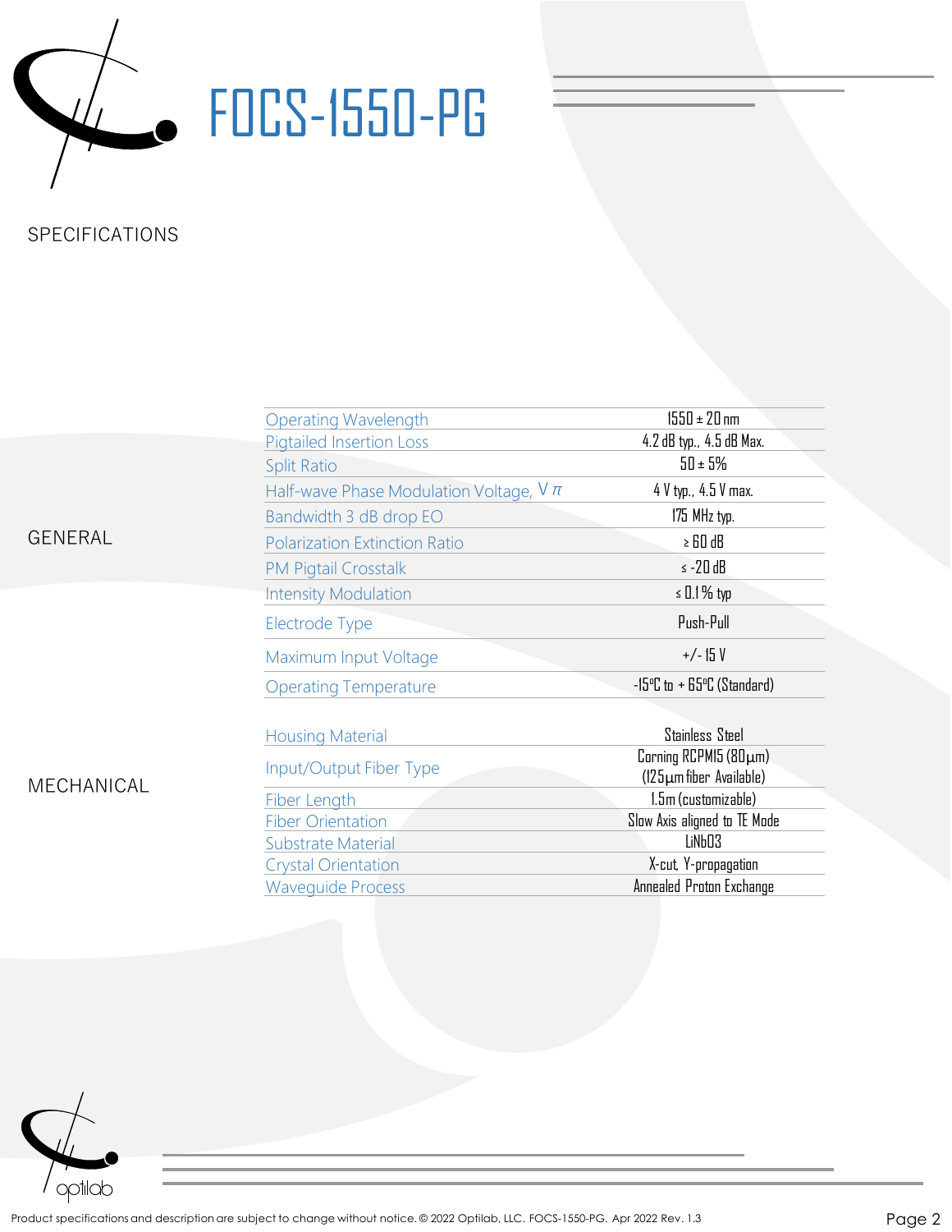# FOCS-1550-PG

## SPECIFICATIONS

### GENERAL

| Parameter | Value |
|---|---|
| Operating Wavelength | 1550 ± 20 nm |
| Pigtailed Insertion Loss | 4.2 dB typ., 4.5 dB Max. |
| Split Ratio | 50 ± 5% |
| Half-wave Phase Modulation Voltage, $V\pi$ | 4 V typ., 4.5 V max. |
| Bandwidth 3 dB drop EO | 175 MHz typ. |
| Polarization Extinction Ratio | ≥ 60 dB |
| PM Pigtail Crosstalk | ≤ -20 dB |
| Intensity Modulation | ≤ 0.1 % typ |
| Electrode Type | Push-Pull |
| Maximum Input Voltage | +/- 15 V |
| Operating Temperature | -15ºC to + 65ºC (Standard) |

### MECHANICAL

| Parameter | Value |
|---|---|
| Housing Material | Stainless Steel |
| Input/Output Fiber Type | Corning RCPM15 (80 µm) (125 µm fiber Available) |
| Fiber Length | 1.5m (customizable) |
| Fiber Orientation | Slow Axis aligned to TE Mode |
| Substrate Material | $LiNbO_3$ |
| Crystal Orientation | X-cut, Y-propagation |
| Waveguide Process | Annealed Proton Exchange |

Product specifications and description are subject to change without notice. © 2022 Optilab, LLC. FOCS-1550-PG. Apr 2022 Rev. 1.3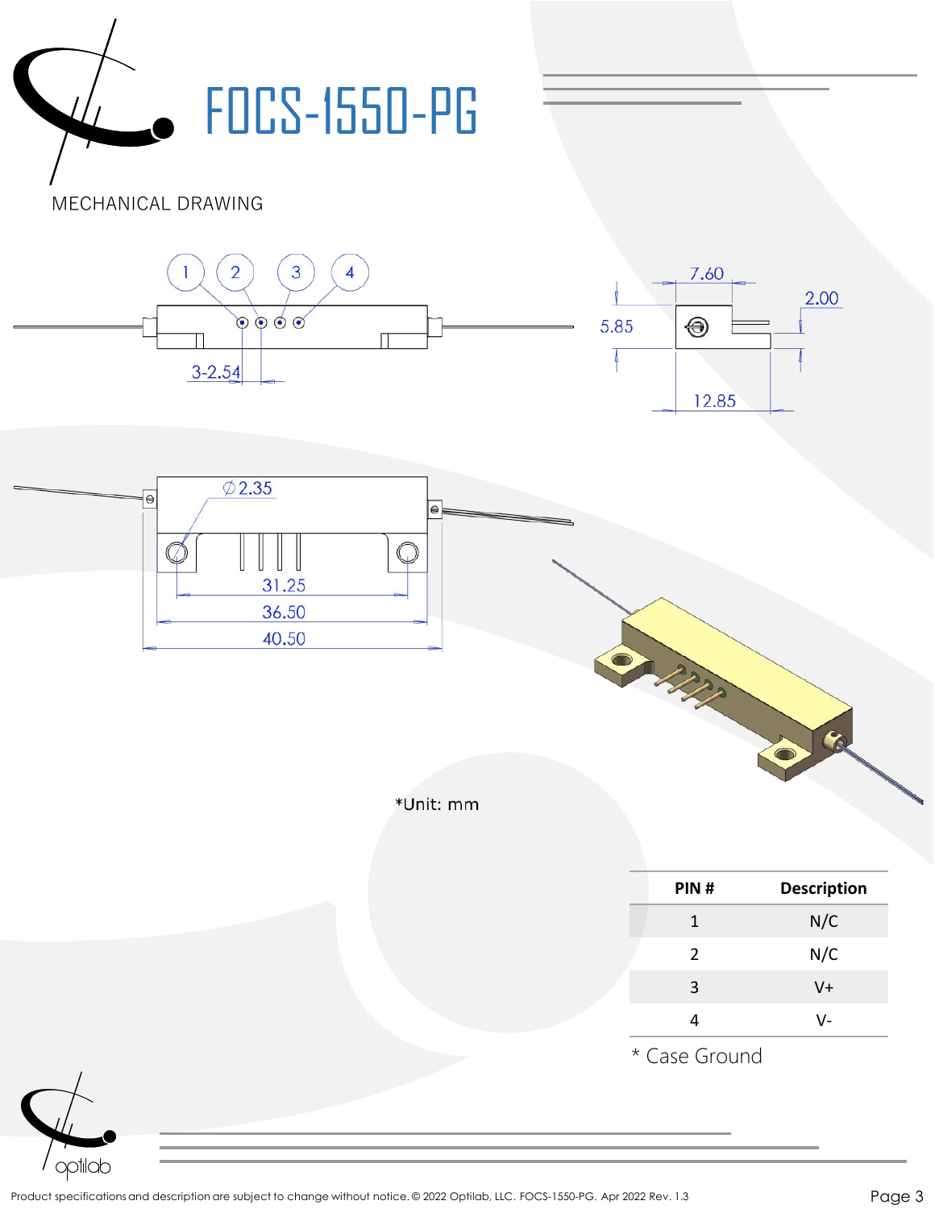# FOCS-1550-PG

## MECHANICAL DRAWING

1
2
3
4
3-2.54
7.60
2.00
5.85
12.85
∅2.35
31.25
36.50
40.50

*Unit: mm

| PIN # | Description |
|---|---|
| 1 | N/C |
| 2 | N/C |
| 3 | V+ |
| 4 | V- |

* Case Ground

Product specifications and description are subject to change without notice. © 2022 Optilab, LLC. FOCS-1550-PG. Apr 2022 Rev. 1.3